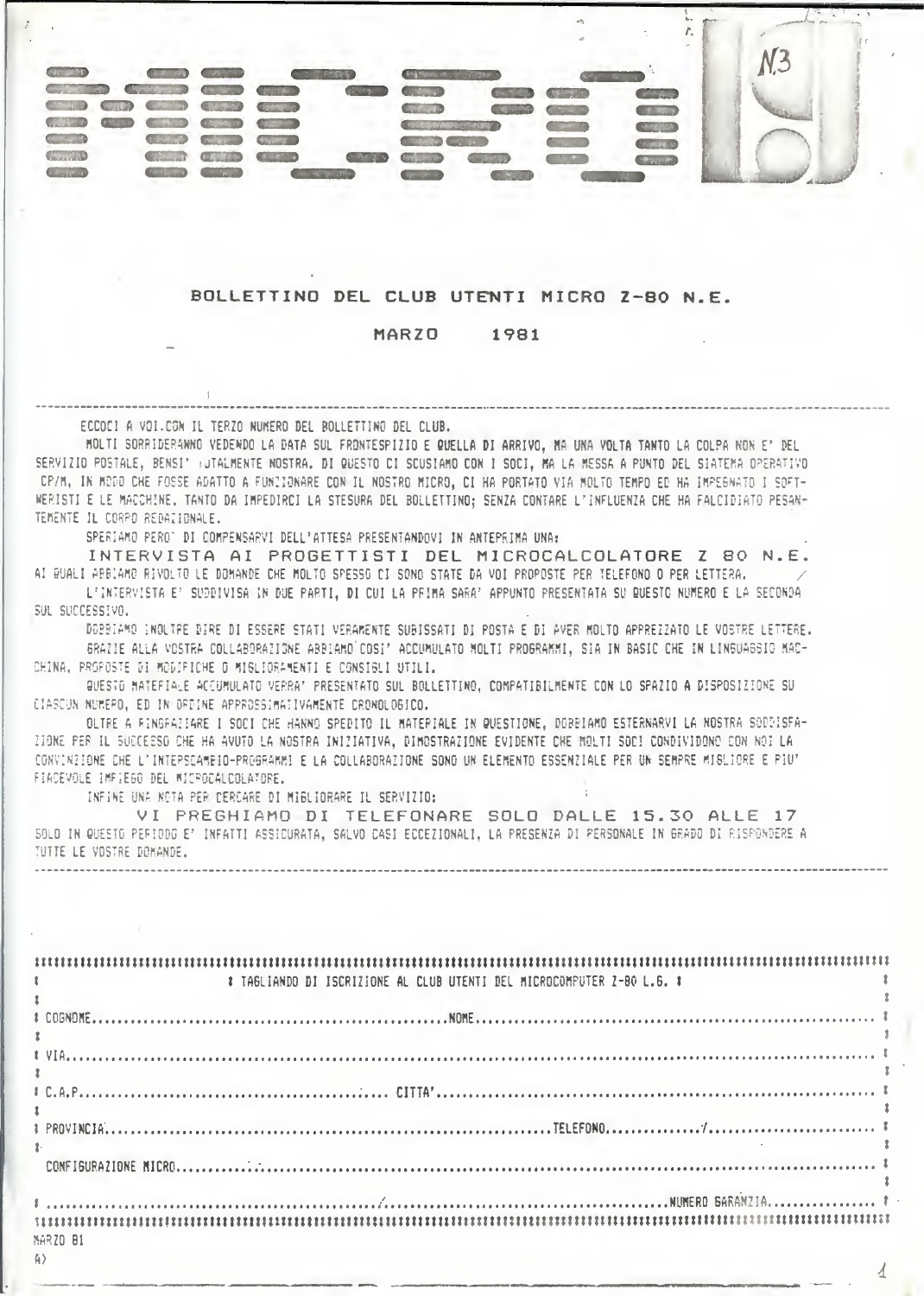# MICRO

N.3

## BOLLETTINO DEL CLUB UTENTI MICRO Z-80 N.E.

**MARZO 1981**

---

ECCOCI A VOI CON IL TERZO NUMERO DEL BOLLETTINO DEL CLUB.

MOLTI SORRIDERANNO VEDENDO LA DATA SUL FRONTESPIZIO E QUELLA DI ARRIVO, MA UNA VOLTA TANTO LA COLPA NON E' DEL SERVIZIO POSTALE, BENSI' TOTALMENTE NOSTRA. DI QUESTO CI SCUSIAMO CON I SOCI, MA LA MESSA A PUNTO DEL SISTEMA OPERATIVO CP/M, IN MODO CHE FOSSE ADATTO A FUNZIONARE CON IL NOSTRO MICRO, CI HA PORTATO VIA MOLTO TEMPO ED HA IMPEGNATO I SOFTWERISTI E LE MACCHINE, TANTO DA IMPEDIRCI LA STESURA DEL BOLLETTINO; SENZA CONTARE L'INFLUENZA CHE HA FALCIDIATO PESANTEMENTE IL CORPO REDAZIONALE.

SPERIAMO PERO' DI COMPENSARVI DELL'ATTESA PRESENTANDOVI IN ANTEPRIMA UNA:

**INTERVISTA AI PROGETTISTI DEL MICROCALCOLATORE Z 80 N.E.**

AI QUALI ABBIAMO RIVOLTO LE DOMANDE CHE MOLTO SPESSO CI SONO STATE DA VOI PROPOSTE PER TELEFONO O PER LETTERA.

L'INTERVISTA E' SUDDIVISA IN DUE PARTI, DI CUI LA PRIMA SARA' APPUNTO PRESENTATA SU QUESTO NUMERO E LA SECONDA SUL SUCCESSIVO.

DOBBIAMO INOLTRE DIRE DI ESSERE STATI VERAMENTE SUBISSATI DI POSTA E DI AVER MOLTO APPREZZATO LE VOSTRE LETTERE.

GRAZIE ALLA VOSTRA COLLABORAZIONE ABBIAMO COSI' ACCUMULATO MOLTI PROGRAMMI, SIA IN BASIC CHE IN LINGUAGGIO MACCHINA, PROPOSTE DI MODIFICHE O MIGLIORAMENTI E CONSIGLI UTILI.

QUESTO MATERIALE ACCUMULATO VERRA' PRESENTATO SUL BOLLETTINO, COMPATIBILMENTE CON LO SPAZIO A DISPOSIZIONE SU CIASCUN NUMERO, ED IN ORDINE APPROSSIMATIVAMENTE CRONOLOGICO.

OLTRE A RINGRAZIARE I SOCI CHE HANNO SPEDITO IL MATERIALE IN QUESTIONE, DOBBIAMO ESTERNARVI LA NOSTRA SODDISFAZIONE PER IL SUCCESSO CHE HA AVUTO LA NOSTRA INIZIATIVA, DIMOSTRAZIONE EVIDENTE CHE MOLTI SOCI CONDIVIDONO CON NOI LA CONVINZIONE CHE L'INTERSCAMBIO-PROGRAMMI E LA COLLABORAZIONE SONO UN ELEMENTO ESSENZIALE PER UN SEMPRE MIGLIORE E PIU' PIACEVOLE IMPIEGO DEL MICROCALCOLATORE.

INFINE UNA NOTA PER CERCARE DI MIGLIORARE IL SERVIZIO:

**VI PREGHIAMO DI TELEFONARE SOLO DALLE 15.30 ALLE 17**

SOLO IN QUESTO PERIODO E' INFATTI ASSICURATA, SALVO CASI ECCEZIONALI, LA PRESENZA DI PERSONALE IN GRADO DI RISPONDERE A TUTTE LE VOSTRE DOMANDE.

---

**TAGLIANDO DI ISCRIZIONE AL CLUB UTENTI DEL MICROCOMPUTER Z-80 L.6.**

COGNOME.................................................NOME.................................................

VIA.................................................................................................

C.A.P..................................... CITTA'.................................................

PROVINCIA.................................................TELEFONO............../......................

CONFIGURAZIONE MICRO.................................................................................

............................................./.................................NUMERO GARANZIA...............

MARZO 81

A)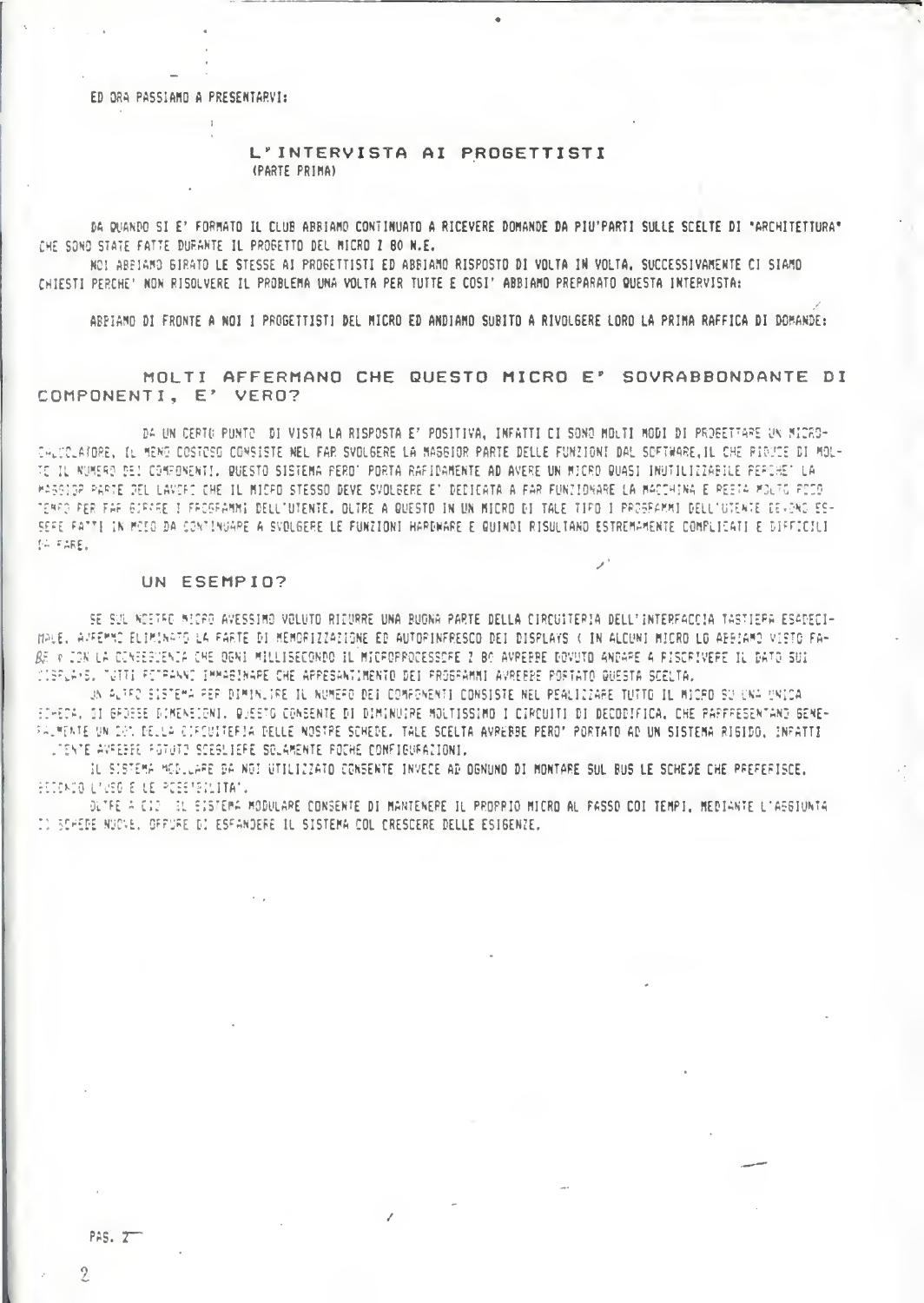ED ORA PASSIAMO A PRESENTARVI:

# L'INTERVISTA AI PROGETTISTI
(PARTE PRIMA)

DA QUANDO SI E' FORMATO IL CLUB ABBIAMO CONTINUATO A RICEVERE DOMANDE DA PIU'PARTI SULLE SCELTE DI "ARCHITETTURA" CHE SONO STATE FATTE DURANTE IL PROGETTO DEL MICRO Z 80 N.E.

NOI ABBIAMO GIRATO LE STESSE AI PROGETTISTI ED ABBIAMO RISPOSTO DI VOLTA IN VOLTA. SUCCESSIVAMENTE CI SIAMO CHIESTI PERCHE' NON RISOLVERE IL PROBLEMA UNA VOLTA PER TUTTE E COSI' ABBIAMO PREPARATO QUESTA INTERVISTA:

ABBIAMO DI FRONTE A NOI I PROGETTISTI DEL MICRO ED ANDIAMO SUBITO A RIVOLGERE LORO LA PRIMA RAFFICA DI DOMANDE:

## MOLTI AFFERMANO CHE QUESTO MICRO E' SOVRABBONDANTE DI COMPONENTI, E' VERO?

DA UN CERTO PUNTO DI VISTA LA RISPOSTA E' POSITIVA, INFATTI CI SONO MOLTI MODI DI PROGETTARE UN MICROCALCOLATORE, IL MENO COSTOSO CONSISTE NEL FAR SVOLGERE LA MAGGIOR PARTE DELLE FUNZIONI DAL SOFTWARE,IL CHE RIDUCE DI MOLTO IL NUMERO DEI COMPONENTI. QUESTO SISTEMA PERO' PORTA RAPIDAMENTE AD AVERE UN MICRO QUASI INUTILIZZABILE PERCHE' LA MAGGIOR PARTE DEL LAVORO CHE IL MICRO STESSO DEVE SVOLGERE E' DEDICATA A FAR FUNZIONARE LA MACCHINA E RESTA MOLTO POCO TEMPO PER FAR GIRARE I PROGRAMMI DELL'UTENTE. OLTRE A QUESTO IN UN MICRO DI TALE TIPO I PROGRAMMI DELL'UTENTE DEVONO ESSERE FATTI IN MODO DA CONTINUARE A SVOLGERE LE FUNZIONI HARDWARE E QUINDI RISULTANO ESTREMAMENTE COMPLICATI E DIFFICILI DA FARE.

## UN ESEMPIO?

SE SUL NOSTRO MICRO AVESSIMO VOLUTO RIDURRE UNA BUONA PARTE DELLA CIRCUITERIA DELL'INTERFACCIA TASTIERA ESADECIMALE, AVREMMO ELIMINATO LA PARTE DI MEMORIZZAZIONE ED AUTORINFRESCO DEI DISPLAYS ( IN ALCUNI MICRO LO ABBIAMO VISTO FARE ) CON LA CONSEGUENZA CHE OGNI MILLISECONDO IL MICROPROCESSORE Z 80 AVREBBE DOVUTO ANDARE A RISCRIVERE IL DATO SUI DISPLAYS. TUTTI POTRANNO IMMAGINARE CHE APPESANTIMENTO DEI PROGRAMMI AVREBBE PORTATO QUESTA SCELTA.

UN ALTRO SISTEMA PER DIMINUIRE IL NUMERO DEI COMPONENTI CONSISTE NEL REALIZZARE TUTTO IL MICRO SU UNA UNICA SCHEDA, DI GROSSE DIMENSIONI. QUESTO CONSENTE DI DIMINUIRE MOLTISSIMO I CIRCUITI DI DECODIFICA, CHE RAPPRESENTANO GENERALMENTE UN 30% DELLA CIRCUITERIA DELLE NOSTRE SCHEDE. TALE SCELTA AVREBBE PERO' PORTATO AD UN SISTEMA RIGIDO, INFATTI L'UTENTE AVREBBE POTUTO SCEGLIERE SOLAMENTE POCHE CONFIGURAZIONI.

IL SISTEMA MODULARE DA NOI UTILIZZATO CONSENTE INVECE AD OGNUNO DI MONTARE SUL BUS LE SCHEDE CHE PREFERISCE, SECONDO L'USO E LE POSSIBILITA'.

OLTRE A CIO' IL SISTEMA MODULARE CONSENTE DI MANTENERE IL PROPRIO MICRO AL PASSO COI TEMPI, MEDIANTE L'AGGIUNTA DI SCHEDE NUOVE, OPPURE DI ESPANDERE IL SISTEMA COL CRESCERE DELLE ESIGENZE.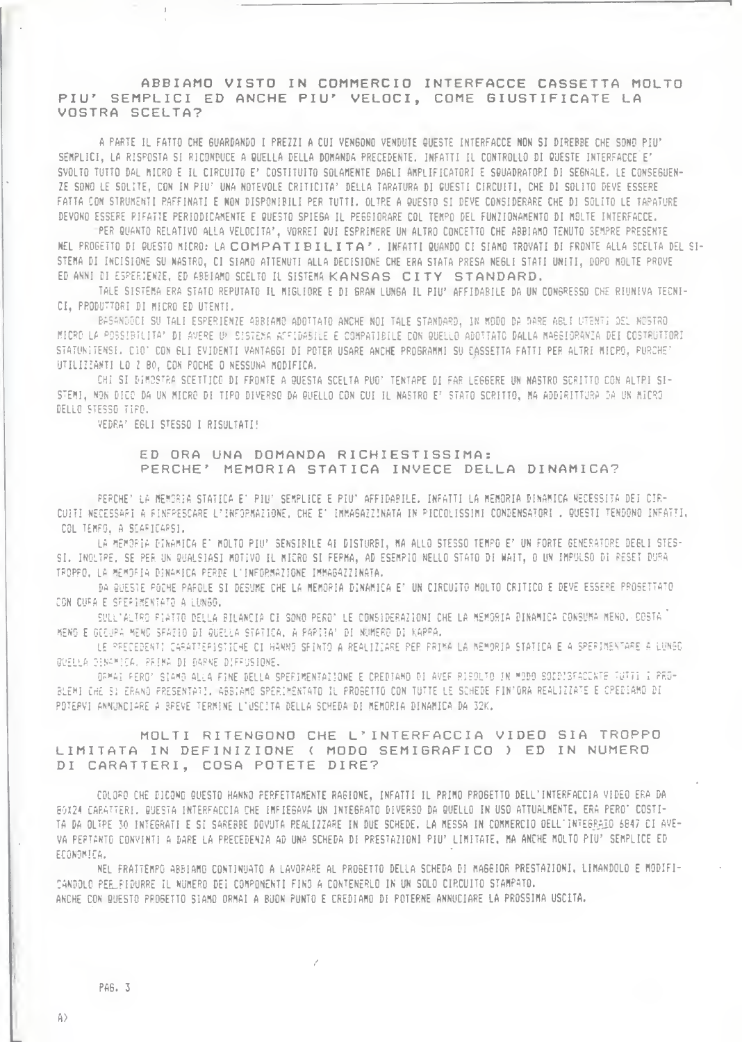## ABBIAMO VISTO IN COMMERCIO INTERFACCE CASSETTA MOLTO PIU' SEMPLICI ED ANCHE PIU' VELOCI, COME GIUSTIFICATE LA VOSTRA SCELTA?

A PARTE IL FATTO CHE GUARDANDO I PREZZI A CUI VENGONO VENDUTE QUESTE INTERFACCE NON SI DIREBBE CHE SONO PIU' SEMPLICI, LA RISPOSTA SI RICONDUCE A QUELLA DELLA DOMANDA PRECEDENTE. INFATTI IL CONTROLLO DI QUESTE INTERFACCE E' SVOLTO TUTTO DAL MICRO E IL CIRCUITO E' COSTITUITO SOLAMENTE DAGLI AMPLIFICATORI E SQUADRATORI DI SEGNALE. LE CONSEGUENZE SONO LE SOLITE, CON IN PIU' UNA NOTEVOLE CRITICITA' DELLA TARATURA DI QUESTI CIRCUITI, CHE DI SOLITO DEVE ESSERE FATTA CON STRUMENTI RAFFINATI E NON DISPONIBILI PER TUTTI. OLTRE A QUESTO SI DEVE CONSIDERARE CHE DI SOLITO LE TARATURE DEVONO ESSERE RIFATTE PERIODICAMENTE E QUESTO SPIEGA IL PEGGIORARE COL TEMPO DEL FUNZIONAMENTO DI MOLTE INTERFACCE.

PER QUANTO RELATIVO ALLA VELOCITA', VORREI QUI ESPRIMERE UN ALTRO CONCETTO CHE ABBIAMO TENUTO SEMPRE PRESENTE NEL PROGETTO DI QUESTO MICRO: LA **COMPATIBILITA'**. INFATTI QUANDO CI SIAMO TROVATI DI FRONTE ALLA SCELTA DEL SISTEMA DI INCISIONE SU NASTRO, CI SIAMO ATTENUTI ALLA DECISIONE CHE ERA STATA PRESA NEGLI STATI UNITI, DOPO MOLTE PROVE ED ANNI DI ESPERIENZE, ED ABBIAMO SCELTO IL SISTEMA **KANSAS CITY STANDARD.**

TALE SISTEMA ERA STATO REPUTATO IL MIGLIORE E DI GRAN LUNGA IL PIU' AFFIDABILE DA UN CONGRESSO CHE RIUNIVA TECNICI, PRODUTTORI DI MICRO ED UTENTI.

BASANDOCI SU TALI ESPERIENZE ABBIAMO ADOTTATO ANCHE NOI TALE STANDARD, IN MODO DA DARE AGLI UTENTI DEL NOSTRO MICRO LA POSSIBILITA' DI AVERE UN SISTEMA AFFIDABILE E COMPATIBILE CON QUELLO ADOTTATO DALLA MAGGIORANZA DEI COSTRUTTORI STATUNITENSI. CIO' CON GLI EVIDENTI VANTAGGI DI POTER USARE ANCHE PROGRAMMI SU CASSETTA FATTI PER ALTRI MICRO, PURCHE' UTILIZZANTI LO Z 80, CON POCHE O NESSUNA MODIFICA.

CHI SI DIMOSTRA SCETTICO DI FRONTE A QUESTA SCELTA PUO' TENTARE DI FAR LEGGERE UN NASTRO SCRITTO CON ALTRI SISTEMI, NON DICO DA UN MICRO DI TIPO DIVERSO DA QUELLO CON CUI IL NASTRO E' STATO SCRITTO, MA ADDIRITTURA DA UN MICRO DELLO STESSO TIPO.

VEDRA' EGLI STESSO I RISULTATI!

## ED ORA UNA DOMANDA RICHIESTISSIMA: PERCHE' MEMORIA STATICA INVECE DELLA DINAMICA?

PERCHE' LA MEMORIA STATICA E' PIU' SEMPLICE E PIU' AFFIDABILE. INFATTI LA MEMORIA DINAMICA NECESSITA DEI CIRCUITI NECESSARI A RINFRESCARE L'INFORMAZIONE, CHE E' IMMAGAZZINATA IN PICCOLISSIMI CONDENSATORI . QUESTI TENDONO INFATTI, COL TEMPO, A SCARICARSI.

LA MEMORIA DINAMICA E' MOLTO PIU' SENSIBILE AI DISTURBI, MA ALLO STESSO TEMPO E' UN FORTE GENERATORE DEGLI STESSI. INOLTRE, SE PER UN QUALSIASI MOTIVO IL MICRO SI FERMA, AD ESEMPIO NELLO STATO DI WAIT, O UN IMPULSO DI RESET DURA TROPPO, LA MEMORIA DINAMICA PERDE L'INFORMAZIONE IMMAGAZZINATA.

DA QUESTE POCHE PAROLE SI DESUME CHE LA MEMORIA DINAMICA E' UN CIRCUITO MOLTO CRITICO E DEVE ESSERE PROGETTATO CON CURA E SPERIMENTATO A LUNGO.

SULL'ALTRO PIATTO DELLA BILANCIA CI SONO PERO' LE CONSIDERAZIONI CHE LA MEMORIA DINAMICA CONSUMA MENO, COSTA MENO E OCCUPA MENO SPAZIO DI QUELLA STATICA, A PARITA' DI NUMERO DI KAPPA.

LE PRECEDENTI CARATTERISTICHE CI HANNO SPINTO A REALIZZARE PER PRIMA LA MEMORIA STATICA E A SPERIMENTARE A LUNGO QUELLA DINAMICA, PRIMA DI DARNE DIFFUSIONE.

ORMAI PERO' SIAMO ALLA FINE DELLA SPERIMENTAZIONE E CREDIAMO DI AVER RISOLTO IN MODO SODDISFACENTE TUTTI I PROBLEMI CHE SI ERANO PRESENTATI. ABBIAMO SPERIMENTATO IL PROGETTO CON TUTTE LE SCHEDE FIN'ORA REALIZZATE E CREDIAMO DI POTERVI ANNUNCIARE A BREVE TERMINE L'USCITA DELLA SCHEDA DI MEMORIA DINAMICA DA 32K.

## MOLTI RITENGONO CHE L'INTERFACCIA VIDEO SIA TROPPO LIMITATA IN DEFINIZIONE ( MODO SEMIGRAFICO ) ED IN NUMERO DI CARATTERI, COSA POTETE DIRE?

COLORO CHE DICONO QUESTO HANNO PERFETTAMENTE RAGIONE, INFATTI IL PRIMO PROGETTO DELL'INTERFACCIA VIDEO ERA DA 80X24 CARATTERI. QUESTA INTERFACCIA CHE IMPIEGAVA UN INTEGRATO DIVERSO DA QUELLO IN USO ATTUALMENTE, ERA PERO' COSTITA DA OLTRE 30 INTEGRATI E SI SAREBBE DOVUTA REALIZZARE IN DUE SCHEDE. LA MESSA IN COMMERCIO DELL'INTEGRATO 6847 CI AVEVA PERTANTO CONVINTI A DARE LA PRECEDENZA AD UNA SCHEDA DI PRESTAZIONI PIU' LIMITATE, MA ANCHE MOLTO PIU' SEMPLICE ED ECONOMICA.

NEL FRATTEMPO ABBIAMO CONTINUATO A LAVORARE AL PROGETTO DELLA SCHEDA DI MAGGIOR PRESTAZIONI, LIMANDOLO E MODIFICANDOLO PER RIDURRE IL NUMERO DEI COMPONENTI FINO A CONTENERLO IN UN SOLO CIRCUITO STAMPATO.
ANCHE CON QUESTO PROGETTO SIAMO ORMAI A BUON PUNTO E CREDIAMO DI POTERNE ANNUNCIARE LA PROSSIMA USCITA.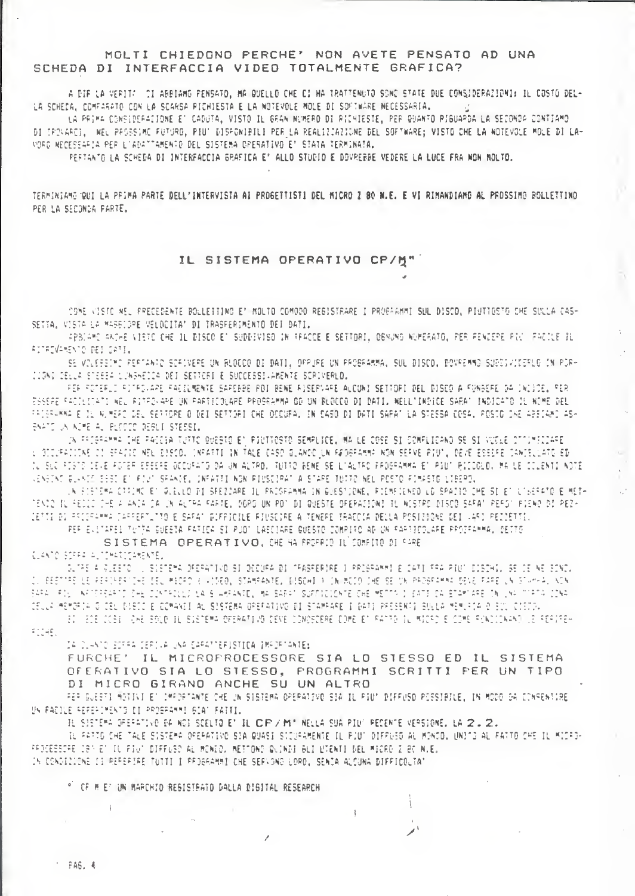## MOLTI CHIEDONO PERCHE' NON AVETE PENSATO AD UNA SCHEDA DI INTERFACCIA VIDEO TOTALMENTE GRAFICA?

A DIR LA VERITA' CI ABBIAMO PENSATO, MA QUELLO CHE CI HA TRATTENUTO SONO STATE DUE CONSIDERAZIONI: IL COSTO DELLA SCHEDA, COMPARATO CON LA SCARSA RICHIESTA E LA NOTEVOLE MOLE DI SOFTWARE NECESSARIA.

LA PRIMA CONSIDERAZIONE E' CADUTA, VISTO IL GRAN NUMERO DI RICHIESTE, PER QUANTO RIGUARDA LA SECONDA CONTIAMO DI TROVARCI, NEL PROSSIMO FUTURO, PIU' DISPONIBILI PER LA REALIZZAZIONE DEL SOFTWARE; VISTO CHE LA NOTEVOLE MOLE DI LAVORO NECESSARIA PER L'ADATTAMENTO DEL SISTEMA OPERATIVO E' STATA TERMINATA.

PERTANTO LA SCHEDA DI INTERFACCIA GRAFICA E' ALLO STUDIO E DOVREBBE VEDERE LA LUCE FRA NON MOLTO.

TERMINIAMO QUI LA PRIMA PARTE DELL'INTERVISTA AI PROGETTISTI DEL MICRO Z 80 N.E. E VI RIMANDIAMO AL PROSSIMO BOLLETTINO PER LA SECONDA PARTE.

## IL SISTEMA OPERATIVO CP/M*

COME VISTO NEL PRECEDENTE BOLLETTINO E' MOLTO COMODO REGISTRARE I PROGRAMMI SUL DISCO, PIUTTOSTO CHE SULLA CASSETTA, VISTA LA MAGGIORE VELOCITA' DI TRASFERIMENTO DEI DATI.

ABBIAMO ANCHE VISTO CHE IL DISCO E' SUDDIVISO IN TRACCE E SETTORI, OGNUNO NUMERATO, PER RENDERE PIU' FACILE IL RITROVAMENTO DEI DATI.

SE VOLESSIMO PERTANTO SCRIVERE UN BLOCCO DI DATI, OPPURE UN PROGRAMMA, SUL DISCO, DOVREMMO SUDDIVIDERLO IN PORZIONI DELLA STESSA LUNGHEZZA DEI SETTORI E SUCCESSIVAMENTE SCRIVERLO.

PER POTERLO RITROVARE FACILMENTE SAREBBE POI BENE RISERVARE ALCUNI SETTORI DEL DISCO A FUNGERE DA INDICE, PER ESSERE FACILITATI NEL RITROVARE UN PARTICOLARE PROGRAMMA OD UN BLOCCO DI DATI. NELL'INDICE SARA' INDICATO IL NOME DEL PROGRAMMA E IL NUMERO DEL SETTORE O DEI SETTORI CHE OCCUPA, IN CASO DI DATI SARA' LA STESSA COSA, POSTO CHE ABBIAMO ASSEGNATO UN NOME AL BLOCCO DEGLI STESSI.

UN PROGRAMMA CHE FACCIA TUTTO QUESTO E' PIUTTOSTO SEMPLICE, MA LE COSE SI COMPLICANO SE SI VUOLE OTTIMIZZARE L'OCCUPAZIONE DI SPAZIO NEL DISCO. INFATTI IN TALE CASO QUANDO UN PROGRAMMA NON SERVE PIU', DEVE ESSERE CANCELLATO ED IL SUO POSTO DEVE POTER ESSERE OCCUPATO DA UN ALTRO. TUTTO BENE SE L'ALTRO PROGRAMMA E' PIU' PICCOLO, MA LE DOLENTI NOTE VENGONO QUANDO ESSO E' PIU' GRANDE, INFATTI NON RIUSCIRA' A STARE TUTTO NEL POSTO RIMASTO LIBERO.

UN SISTEMA OTTIMO E' QUELLO DI SPEZZARE IL PROGRAMMA IN QUESTIONE, RIEMPIENDO LO SPAZIO CHE SI E' LIBERATO E METTENDO IL RESTO CHE AVANZA DA UN ALTRA PARTE. DOPO UN PO' DI QUESTE OPERAZIONI IL NOSTRO DISCO SARA' PERO' PIENO DI PEZZETTI DI PROGRAMMA FRAMMENTATI E SARA' DIFFICILE RIUSCIRE A TENERE TRACCIA DELLA POSIZIONE DEI VARI PEZZETTI.

PER EVITARSI TUTTA QUESTA FATICA SI PUO' LASCIARE QUESTO COMPITO AD UN PARTICOLARE PROGRAMMA, DETTO **SISTEMA OPERATIVO**, CHE HA PROPRIO IL COMPITO DI FARE QUANTO SOPRA AUTOMATICAMENTE.

OLTRE A QUESTO IL SISTEMA OPERATIVO SI OCCUPA DI TRASFERIRE I PROGRAMMI E DATI FRA PIU' DISCHI, SE CE NE SONO, DI GESTIRE LE PERIFERICHE DEL MICRO (VIDEO, STAMPANTE, DISCHI) IN MODO CHE SE UN PROGRAMMA DEVE FARE UN STAMPA, NON SARA' PIU' NECESSARIO CHE CONTROLLI LA STAMPANTE, MA SARA' SUFFICIENTE CHE METTA I DATI DA STAMPARE IN UNA PARTE DELLA MEMORIA O DEL DISCO E COMANDI AL SISTEMA OPERATIVO DI STAMPARE I DATI PRESENTI SULLA MEMORIA O SUL DISCO.

SI DICE COSI' CHE SOLO IL SISTEMA OPERATIVO DEVE CONOSCERE COME E' FATTO IL MICRO E COME FUNZIONANO LE PERIFERICHE.

DA QUANTO SOPRA DERIVA UNA CARATTERISTICA IMPORTANTE:

**PURCHE' IL MICROPROCESSORE SIA LO STESSO ED IL SISTEMA OPERATIVO SIA LO STESSO, PROGRAMMI SCRITTI PER UN TIPO DI MICRO GIRANO ANCHE SU UN ALTRO**

PER QUESTI MOTIVI E' IMPORTANTE CHE UN SISTEMA OPERATIVO SIA IL PIU' DIFFUSO POSSIBILE, IN MODO DA CONSENTIRE UN FACILE REPERIMENTO DI PROGRAMMI GIA' FATTI.

IL SISTEMA OPERATIVO DA NOI SCELTO E' **IL CP/M*** NELLA SUA PIU' RECENTE VERSIONE, LA **2.2**.

IL FATTO CHE TALE SISTEMA OPERATIVO SIA QUASI SICURAMENTE IL PIU' DIFFUSO AL MONDO, UNITO AL FATTO CHE IL MICROPROCESSORE Z80 E' IL PIU' DIFFUSO AL MONDO, METTONO QUINDI GLI UTENTI DEL MICRO Z 80 N.E. IN CONDIZIONE DI REPERIRE TUTTI I PROGRAMMI CHE SERVONO LORO, SENZA ALCUNA DIFFICOLTA'

* CP/M E' UN MARCHIO REGISTRATO DALLA DIGITAL RESEARCH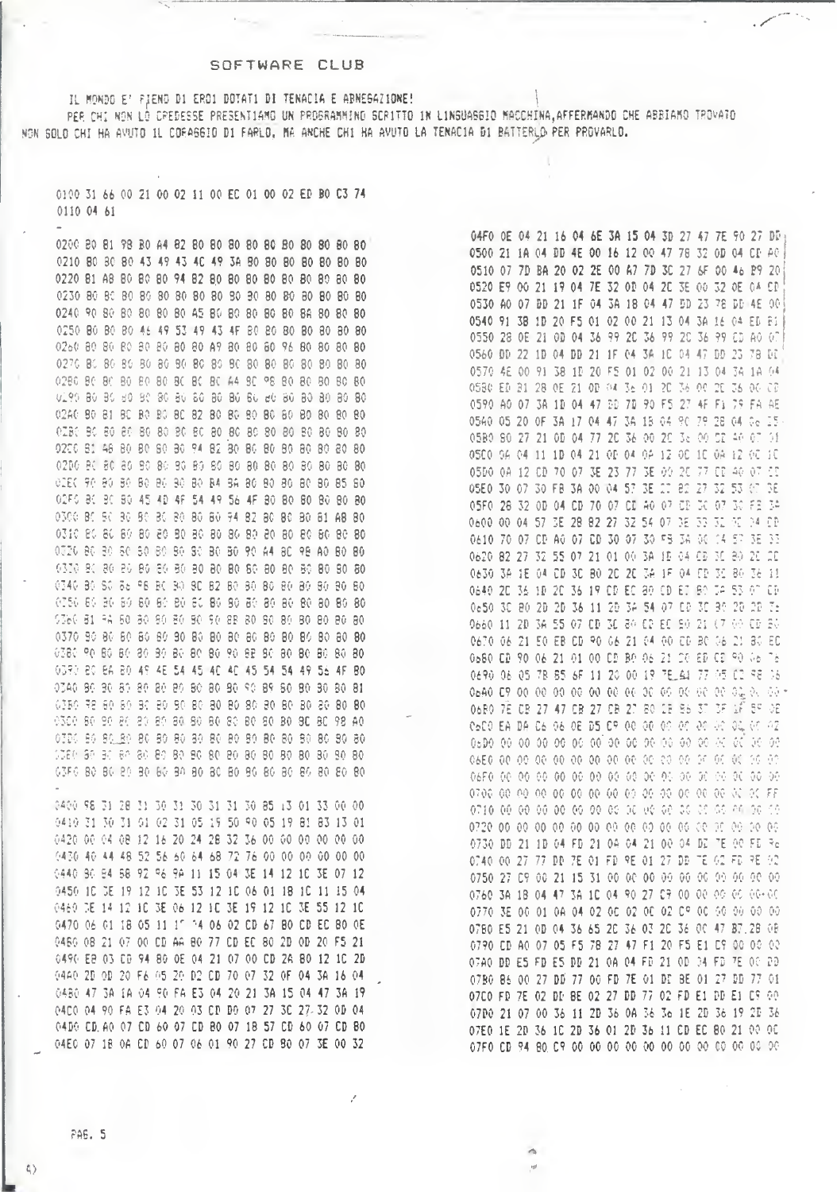# SOFTWARE CLUB

IL MONDO E' PIENO DI EROI DOTATI DI TENACIA E ABNEGAZIONE!

PER CHI NON LO CREDESSE PRESENTIAMO UN PROGRAMMINO SCRITTO IN LINGUAGGIO MACCHINA, AFFERMANDO CHE ABBIAMO TROVATO NON SOLO CHI HA AVUTO IL CORAGGIO DI FARLO, MA ANCHE CHI HA AVUTO LA TENACIA DI BATTERLO PER PROVARLO.

```
0100 31 66 00 21 00 02 11 00 EC 01 00 02 ED B0 C3 74
0110 04 61
-
0200 B0 B1 98 B0 A4 B2 B0 B0 B0 B0 B0 B0 B0 B0 B0 B0
0210 B0 B0 B0 43 49 43 4C 49 3A B0 B0 B0 B0 B0 B0 B0
0220 B1 A8 B0 B0 B0 94 B2 B0 B0 B0 B0 B0 B0 B0 B0 B0
0230 B0 B0 B0 B0 B0 B0 B0 B0 B0 B0 B0 B0 B0 B0 B0 B0
0240 90 B0 B0 B0 B0 B0 A5 B0 B0 B0 B0 B0 BA B0 B0 B0
0250 B0 B0 B0 46 49 53 49 43 4F B0 B0 B0 B0 B0 B0 B0
0260 B0 B0 B0 B0 B0 B0 B0 A9 B0 B0 B0 96 B0 B0 B0 B0
0270 B0 B0 B0 B0 B0 B0 B0 B0 B0 B0 B0 B0 B0 B0 B0 B0
0280 B0 B0 B0 B0 B0 BC BC BC A4 BC 98 B0 B0 B0 B0 B0
0290 B0 B0 B0 B0 B0 B0 B0 B0 B0 B0 B0 B0 B0 B0 B0 B0
02A0 B0 B1 BC B0 B0 BC B2 B0 B0 B0 B0 B0 B0 B0 B0 B0
02B0 B0 B0 B0 B0 B0 B0 BC B0 B0 B0 B0 B0 B0 B0 B0 B0
02C0 B1 A8 B0 B0 B0 B0 94 B2 B0 B0 B0 B0 B0 B0 B0 B0
02D0 B0 B0 B0 B0 B0 B0 B0 B0 B0 B0 B0 B0 B0 B0 B0 B0
02E0 90 B0 B0 B0 B0 B0 B0 B4 BA B0 B0 B0 B0 B0 B5 B0
02F0 B0 B0 B0 45 4D 4F 54 49 56 4F B0 B0 B0 B0 B0 B0
0300 B0 B0 B0 B0 B0 B0 B0 B0 94 B2 B0 B0 B0 B1 A8 B0
0310 B0 B0 B0 B0 B0 B0 B0 B0 B0 B0 B0 B0 B0 B0 B0 B0
0320 B0 B0 B0 B0 B0 B0 B0 B0 B0 90 A4 BC 98 A0 B0 B0
0330 B0 B0 B0 B0 B0 B0 B0 B0 B0 B0 B0 B0 B0 B0 B0 B0
0340 B0 B0 B6 96 BC B0 BC B2 B0 B0 B0 B0 B0 B0 B0 B0
0350 B0 B0 B0 B0 B0 B0 B0 B0 B0 B0 B0 B0 B0 B0 B0 B0
0360 B1 A8 B0 B0 B0 B0 B0 B0 BB B0 B0 B0 B0 B0 B0 B0
0370 B0 B0 B0 B0 B0 B0 B0 B0 B0 B0 B0 B0 B0 B0 B0 B0
0380 90 B0 B0 B0 B0 B0 B0 B0 90 BB B0 B0 B0 B0 B0 B0
0390 B0 BA B0 49 4E 54 45 4C 4C 45 54 54 49 56 4F B0
03A0 B0 B0 B0 B0 B0 B0 B0 B0 B0 90 B9 B0 B0 B0 B0 B1
03B0 98 B0 B0 B0 B0 B0 B0 B0 B0 B0 B0 B0 B0 B0 B0 B0
03C0 B0 B0 B0 B0 B0 B0 B0 B0 B0 B0 B0 B0 BC BC 98 A0
03D0 B0 B0 B0 B0 B0 B0 B0 B0 B0 B0 B0 B0 B0 B0 B0 B0
03E0 B0 B0 B0 B0 B0 B0 B0 B0 B0 B0 B0 B0 B0 B0 B0 B0
03F0 B0 B0 B0 B0 B0 B0 B0 B0 B0 B0 B0 B0 B0 B0 B0 B0
-
0400 98 31 28 31 30 31 30 31 31 30 85 13 01 33 00 00
0410 31 30 31 01 02 31 05 19 50 90 05 19 81 83 13 01
0420 00 04 08 12 16 20 24 28 32 36 00 00 00 00 00 00
0430 40 44 48 52 56 60 64 68 72 76 00 00 00 00 00 00
0440 80 84 88 92 96 9A 11 15 04 3E 14 12 1C 3E 07 12
0450 1C 3E 19 12 1C 3E 53 12 1C 06 01 18 1C 11 15 04
0460 3E 14 12 1C 3E 06 12 1C 3E 19 12 1C 3E 55 12 1C
0470 06 01 18 05 11 1F 14 06 02 CD 67 80 CD EC 80 0E
0480 08 21 07 00 CD AA 80 77 CD EC 80 2D 0D 20 F5 21
0490 EB 03 CD 94 80 0E 04 21 07 00 CD 2A 80 12 1C 2D
04A0 2D 0D 20 F6 05 20 D2 CD 70 07 32 0F 04 3A 16 04
04B0 47 3A 1A 04 90 FA E3 04 20 21 3A 15 04 47 3A 19
04C0 04 90 FA E3 04 20 03 CD D0 07 27 3C 27 32 0D 04
04D0 CD A0 07 CD 60 07 CD B0 07 18 57 CD 60 07 CD B0
04E0 07 18 0A CD 60 07 06 01 90 27 CD B0 07 3E 00 32
04F0 0E 04 21 16 04 6E 3A 15 04 3D 27 47 7E 90 27 DD
0500 21 1A 04 DD 4E 00 16 12 00 47 78 32 0D 04 CD A0
0510 07 7D BA 20 02 2E 00 A7 7D 3C 27 6F 00 46 B9 20
0520 E9 00 21 19 04 7E 32 0D 04 2C 3E 00 32 0E 04 CD
0530 A0 07 DD 21 1F 04 3A 18 04 47 DD 23 78 DD 4E 00
0540 91 38 1D 20 F5 01 02 00 21 13 04 3A 16 04 ED B1
0550 28 0E 21 0D 04 36 99 2C 36 99 2C 36 99 CD A0 07
0560 DD 22 1D 04 DD 21 1F 04 3A 1C 04 47 DD 23 78 DD
0570 4E 00 91 38 1D 20 F5 01 02 00 21 13 04 3A 1A 04
0580 ED B1 28 0E 21 0D 04 36 01 2C 36 00 2C 36 00 CD
0590 A0 07 3A 1D 04 47 DD 7D 90 F5 27 4F F1 79 FA AE
05A0 05 20 0F 3A 17 04 47 3A 1B 04 90 79 28 04 06 25
05B0 90 27 21 0D 04 77 2C 36 00 2C 36 00 CD A0 07 31
05C0 06 04 11 1D 04 21 0D 04 0A 12 0C 1C 0A 12 0C 1C
05D0 0A 12 CD 70 07 3E 23 77 3E 00 2C 77 CD A0 07 CD
05E0 30 07 30 FB 3A 00 04 57 3E 22 82 27 32 53 07 3E
05F0 28 32 0D 04 CD 70 07 CD A0 07 CD 30 07 30 FB 3A
0600 00 04 57 3E 28 82 27 32 54 07 3E 33 32 0D 04 CD
0610 70 07 CD A0 07 CD 30 07 30 FB 3A 00 04 57 3E 33
0620 82 27 32 55 07 21 01 00 3A 1B 04 CD 3C 80 2C 2C
0630 3A 1E 04 CD 3C 80 2C 2C 3A 1F 04 CD 3C 80 36 11
0640 2C 36 1D 2C 36 19 CD EC 80 CD EC 80 3A 53 07 CD
0650 3C 80 2D 2D 36 11 2D 3A 54 07 CD 3C 80 2D 2D 36
0660 11 2D 3A 55 07 CD 3C 80 CD EC 80 21 07 00 CD 80
0670 06 21 50 EB CD 90 06 21 04 00 CD B0 06 21 80 EC
0680 CD 90 06 21 01 00 CD B0 06 21 30 ED CD 90 06 76
0690 06 05 7B B5 6F 11 20 00 19 7E A1 77 05 C2 9E 06
06A0 C9 00 00 00 00 00 00 00 00 00 00 00 00 00 00 00
06B0 7E CB 27 47 CB 27 CB 27 80 CB 86 37 3F 1F 59 0E
06C0 EA DA C6 06 0E D5 C9 00 00 00 00 00 00 00 00 02
06D0 00 00 00 00 00 00 00 00 00 00 00 00 00 00 00 00
06E0 00 00 00 00 00 00 00 00 00 00 00 00 00 00 00 00
06F0 00 00 00 00 00 00 00 00 00 00 00 00 00 00 00 00
0700 00 00 00 00 00 00 00 00 00 00 00 00 00 00 00 FF
0710 00 00 00 00 00 00 00 00 00 00 00 00 00 00 00 00
0720 00 00 00 00 00 00 00 00 00 00 00 00 00 00 00 00
0730 DD 21 1D 04 FD 21 0A 04 21 00 04 DE 7E 00 FD 96
0740 00 27 77 DD 7E 01 FD 9E 01 27 DD 7E 02 FD 9E 02
0750 27 C9 00 21 15 31 00 00 00 00 00 00 00 00 00 00
0760 3A 18 04 47 3A 1C 04 90 27 C9 00 00 00 00 00 00
0770 3E 00 01 0A 04 02 0C 02 0C 02 C9 00 00 00 00 00
0780 E5 21 0D 04 36 65 2C 36 03 2C 36 00 47 B7 28 08
0790 CD A0 07 05 F5 78 27 47 F1 20 F5 E1 C9 00 00 00
07A0 DD E5 FD E5 DD 21 0A 04 FD 21 0D 04 FD 7E 00 DD
07B0 86 00 27 DD 77 00 FD 7E 01 DD 8E 01 27 DD 77 01
07C0 FD 7E 02 DD 8E 02 27 DD 77 02 FD E1 DD E1 C9 00
07D0 21 07 00 36 11 2D 36 0A 36 3E 1E 2D 36 19 2D 36
07E0 1E 2D 36 1C 2D 36 01 2D 36 11 CD EC 80 21 00 0C
07F0 CD 94 80 C9 00 00 00 00 00 00 00 00 00 00 00 00
```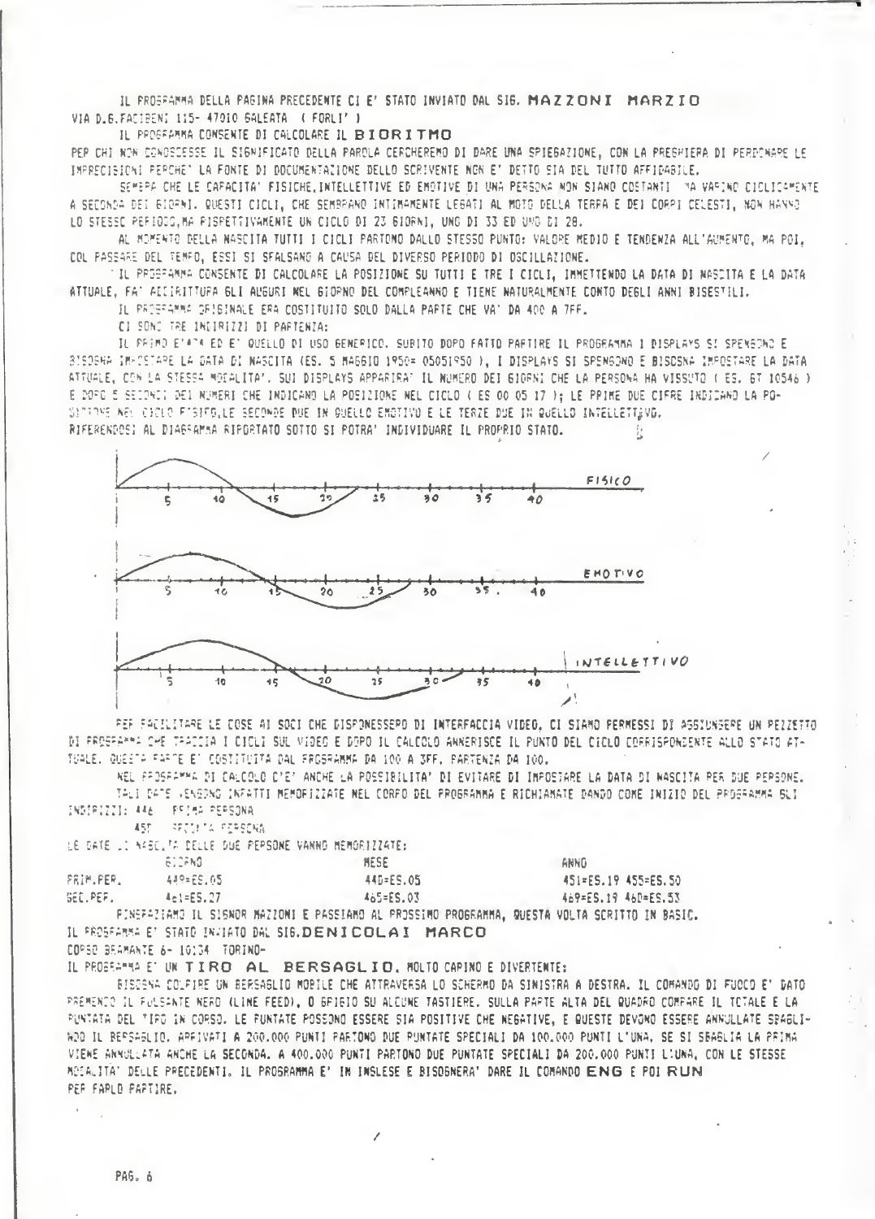IL PROGRAMMA DELLA PAGINA PRECEDENTE CI E' STATO INVIATO DAL SIG. **MAZZONI MARZIO**
VIA D.G.FACIBENI 115- 47010 GALEATA ( FORLI' )

IL PROGRAMMA CONSENTE DI CALCOLARE IL **BIORITMO**

PER CHI NON CONOSCESSE IL SIGNIFICATO DELLA PAROLA CERCHEREMO DI DARE UNA SPIEGAZIONE, CON LA PREGHIERA DI PERDONARE LE IMPRECISIONI PERCHE' LA FONTE DI DOCUMENTAZIONE DELLO SCRIVENTE NON E' DETTO SIA DEL TUTTO AFFIDABILE.

SEMBRA CHE LE CAPACITA' FISICHE,INTELLETTIVE ED EMOTIVE DI UNA PERSONA NON SIANO COSTANTI MA VARINO CICLICAMENTE A SECONDA DEI GIORNI. QUESTI CICLI, CHE SEMBRANO INTIMAMENTE LEGATI AL MOTO DELLA TERRA E DEI CORPI CELESTI, NON HANNO LO STESSO PERIODO,MA RISPETTIVAMENTE UN CICLO DI 23 GIORNI, UNO DI 33 ED UNO DI 28.

AL MOMENTO DELLA NASCITA TUTTI I CICLI PARTONO DALLO STESSO PUNTO: VALORE MEDIO E TENDENZA ALL'AUMENTO, MA POI, COL PASSARE DEL TEMPO, ESSI SI SFALSANO A CAUSA DEL DIVERSO PERIODO DI OSCILLAZIONE.

IL PROGRAMMA CONSENTE DI CALCOLARE LA POSIZIONE SU TUTTI E TRE I CICLI, IMMETTENDO LA DATA DI NASCITA E LA DATA ATTUALE, FA' ADDIRITTURA GLI AUGURI NEL GIORNO DEL COMPLEANNO E TIENE NATURALMENTE CONTO DEGLI ANNI BISESTILI.

IL PROGRAMMA ORIGINALE ERA COSTITUITO SOLO DALLA PARTE CHE VA' DA 400 A 7FF.

CI SONO TRE INDIRIZZI DI PARTENZA:

IL PRIMO E'474 ED E' QUELLO DI USO GENERICO. SUBITO DOPO FATTO PARTIRE IL PROGRAMMA I DISPLAYS SI SPENGONO E BISOGNA IMPOSTARE LA DATA DI NASCITA (ES. 5 MAGGIO 1950= 05051950 ), I DISPLAYS SI SPENGONO E BISOGNA IMPOSTARE LA DATA ATTUALE, CON LA STESSA MODALITA'. SUI DISPLAYS APPARIRA' IL NUMERO DEI GIORNI CHE LA PERSONA HA VISSUTO ( ES. 6T 10546 ) E DOPO 5 SECONDI DEI NUMERI CHE INDICANO LA POSIZIONE NEL CICLO ( ES 00 05 17 ); LE PRIME DUE CIFRE INDICANO LA POSIZIONE NEL CICLO FISICO,LE SECONDE DUE IN QUELLO EMOTIVO E LE TERZE DUE IN QUELLO INTELLETTIVO.
RIFERENDOSI AL DIAGRAMMA RIPORTATO SOTTO SI POTRA' INDIVIDUARE IL PROPRIO STATO.

FISICO

EMOTIVO

INTELLETTIVO

PER FACILITARE LE COSE AI SOCI CHE DISPONESSERO DI INTERFACCIA VIDEO, CI SIAMO PERMESSI DI AGGIUNGERE UN PEZZETTO DI PROGRAMMA CHE TRACCIA I CICLI SUL VIDEO E DOPO IL CALCOLO ANNERISCE IL PUNTO DEL CICLO CORRISPONDENTE ALLO STATO ATTUALE. QUESTA PARTE E' COSTITUITA DAL PROGRAMMA DA 100 A 3FF, PARTENZA DA 100.

NEL PROGRAMMA DI CALCOLO C'E' ANCHE LA POSSIBILITA' DI EVITARE DI IMPOSTARE LA DATA DI NASCITA PER DUE PERSONE. TALI DATE VENGONO INFATTI MEMORIZZATE NEL CORPO DEL PROGRAMMA E RICHIAMATE DANDO COME INIZIO DEL PROGRAMMA GLI INDIRIZZI: 446 PRIMA PERSONA

45? SECONDA PERSONA

LE DATE DI NASCITA DELLE DUE PERSONE VANNO MEMORIZZATE:

| | GIORNO | MESE | ANNO |
|---|---|---|---|
| PRIM.PER. | 449=ES.05 | 44D=ES.05 | 451=ES.19 455=ES.50 |
| SEC.PER. | 461=ES.27 | 465=ES.03 | 469=ES.19 46D=ES.53 |

RINGRAZIAMO IL SIGNOR MAZZONI E PASSIAMO AL PROSSIMO PROGRAMMA, QUESTA VOLTA SCRITTO IN BASIC.

IL PROGRAMMA E' STATO INVIATO DAL SIG.**DENICOLAI MARCO**
CORSO BRAMANTE 6- 10134 TORINO-

IL PROGRAMMA E' UN **TIRO AL BERSAGLIO**, MOLTO CARINO E DIVERTENTE:

BISOGNA COLPIRE UN BERSAGLIO MOBILE CHE ATTRAVERSA LO SCHERMO DA SINISTRA A DESTRA. IL COMANDO DI FUOCO E' DATO PREMENDO IL PULSANTE NERO (LINE FEED), O GRIGIO SU ALCUNE TASTIERE. SULLA PARTE ALTA DEL QUADRO COMPARE IL TOTALE E LA PUNTATA DEL TIRO IN CORSO. LE PUNTATE POSSONO ESSERE SIA POSITIVE CHE NEGATIVE, E QUESTE DEVONO ESSERE ANNULLATE SBAGLIANDO IL BERSAGLIO. ARRIVATI A 200.000 PUNTI PARTONO DUE PUNTATE SPECIALI DA 100.000 PUNTI L'UNA, SE SI SBAGLIA LA PRIMA VIENE ANNULLATA ANCHE LA SECONDA. A 400.000 PUNTI PARTONO DUE PUNTATE SPECIALI DA 200.000 PUNTI L'UNA, CON LE STESSE MODALITA' DELLE PRECEDENTI. IL PROGRAMMA E' IN INGLESE E BISOGNERA' DARE IL COMANDO **ENG** E POI **RUN** PER FARLO PARTIRE.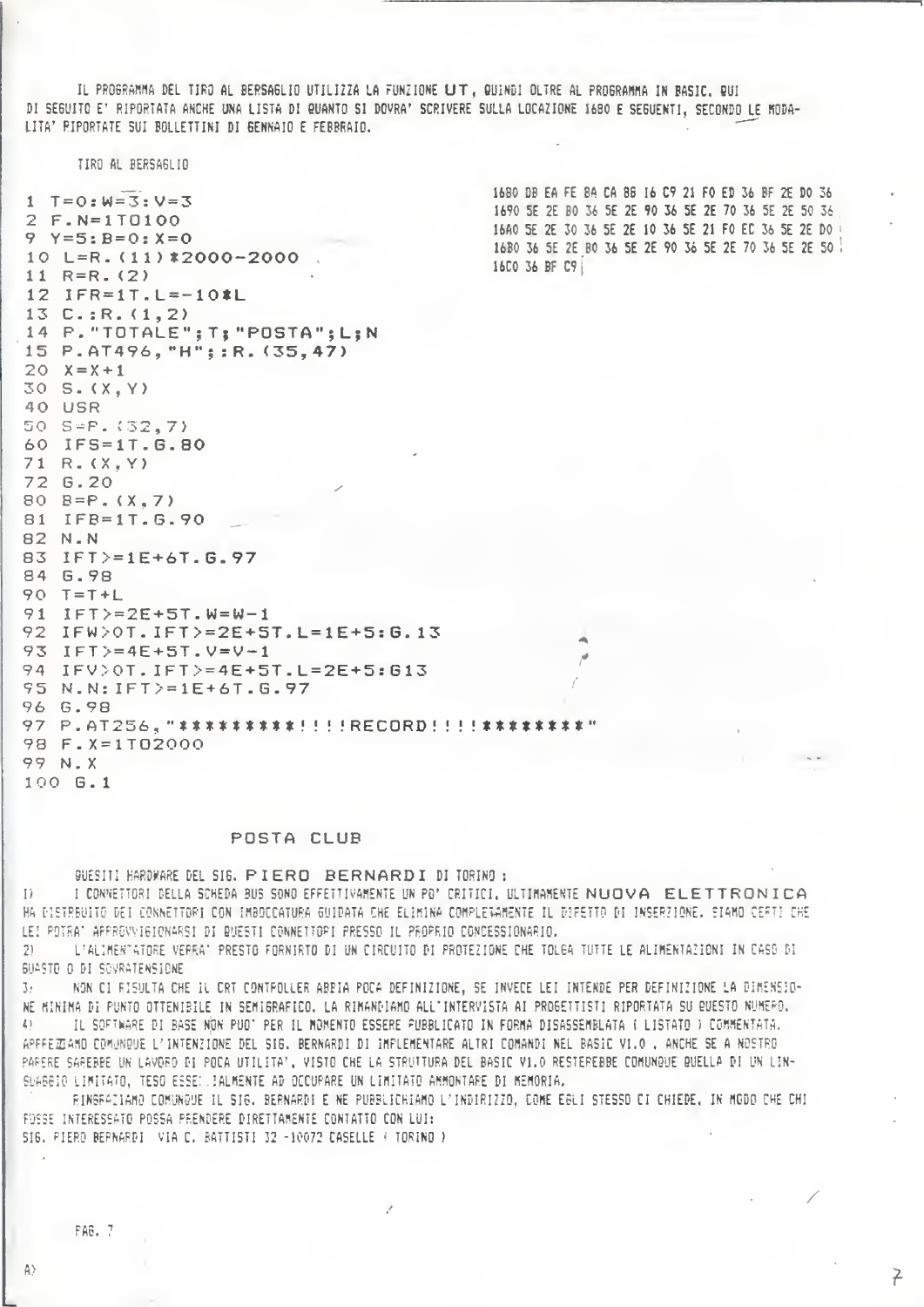IL PROGRAMMA DEL TIRO AL BERSAGLIO UTILIZZA LA FUNZIONE **UT**, QUINDI OLTRE AL PROGRAMMA IN BASIC. QUI DI SEGUITO E' RIPORTATA ANCHE UNA LISTA DI QUANTO SI DOVRA' SCRIVERE SULLA LOCAZIONE 1680 E SEGUENTI, SECONDO LE MODALITA' RIPORTATE SUI BOLLETTINI DI GENNAIO E FEBBRAIO.

TIRO AL BERSAGLIO

```
1 T=0:W=3:V=3
2 F.N=1TO100
9 Y=5:B=0:X=0
10 L=R.(11)*2000-2000
11 R=R.(2)
12 IFR=1T.L=-10*L
13 C.:R.(1,2)
14 P."TOTALE";T;"POSTA";L;N
15 P.AT496,"H";:R.(35,47)
20 X=X+1
30 S.(X,Y)
40 USR
50 S=P.(32,7)
60 IFS=1T.G.80
71 R.(X,Y)
72 G.20
80 B=P.(X,7)
81 IFB=1T.G.90
82 N.N
83 IFT>=1E+6T.G.97
84 G.98
90 T=T+L
91 IFT>=2E+5T.W=W-1
92 IFW>0T.IFT>=2E+5T.L=1E+5:G.13
93 IFT>=4E+5T.V=V-1
94 IFV>0T.IFT>=4E+5T.L=2E+5:G13
95 N.N:IFT>=1E+6T.G.97
96 G.98
97 P.AT256,"*********!!!!RECORD!!!!*********"
98 F.X=1TO2000
99 N.X
100 G.1
```

```
1680 DB EA FE 8A CA 8B 16 C9 21 F0 ED 36 BF 2E D0 36
1690 5E 2E B0 36 5E 2E 90 36 5E 2E 70 36 5E 2E 50 36
16A0 5E 2E 30 36 5E 2E 10 36 5E 21 F0 EC 36 5E 2E D0
16B0 36 5E 2E B0 36 5E 2E 90 36 5E 2E 70 36 5E 2E 50
16C0 36 BF C9
```

## POSTA CLUB

QUESITI HARDWARE DEL SIG. **PIERO BERNARDI** DI TORINO :

1) I CONNETTORI DELLA SCHEDA BUS SONO EFFETTIVAMENTE UN PO' CRITICI, ULTIMAMENTE **NUOVA ELETTRONICA** HA DISTRIBUITO DEI CONNETTORI CON IMBOCCATURA GUIDATA CHE ELIMINA COMPLETAMENTE IL DIFETTO DI INSERZIONE. SIAMO CERTI CHE LEI POTRA' APPROVVIGIONARSI DI QUESTI CONNETTORI PRESSO IL PROPRIO CONCESSIONARIO.

2) L'ALIMENTATORE VERRA' PRESTO FORNIRTO DI UN CIRCUITO DI PROTEZIONE CHE TOLGA TUTTE LE ALIMENTAZIONI IN CASO DI GUASTO O DI SOVRATENSIONE

3) NON CI RISULTA CHE IL CRT CONTROLLER ABBIA POCA DEFINIZIONE, SE INVECE LEI INTENDE PER DEFINIZIONE LA DIMENSIONE MINIMA DI PUNTO OTTENIBILE IN SEMIGRAFICO. LA RIMANDIAMO ALL'INTERVISTA AI PROGETTISTI RIPORTATA SU QUESTO NUMERO.

4) IL SOFTWARE DI BASE NON PUO' PER IL MOMENTO ESSERE PUBBLICATO IN FORMA DISASSEMBLATA ( LISTATO ) COMMENTATA. APPREZZIAMO COMUNQUE L'INTENZIONE DEL SIG. BERNARDI DI IMPLEMENTARE ALTRI COMANDI NEL BASIC V1.0 , ANCHE SE A NOSTRO PARERE SAREBBE UN LAVORO DI POCA UTILITA', VISTO CHE LA STRUTTURA DEL BASIC V1.0 RESTEREBBE COMUNQUE QUELLA DI UN LINGUAGGIO LIMITATO, TESO ESSENZIALMENTE AD OCCUPARE UN LIMITATO AMMONTARE DI MEMORIA.

RINGRAZIAMO COMUNQUE IL SIG. BERNARDI E NE PUBBLICHIAMO L'INDIRIZZO, COME EGLI STESSO CI CHIEDE, IN MODO CHE CHI FOSSE INTERESSATO POSSA PRENDERE DIRETTAMENTE CONTATTO CON LUI:

SIG. PIERO BERNARDI VIA C. BATTISTI 32 -10072 CASELLE ( TORINO )

A>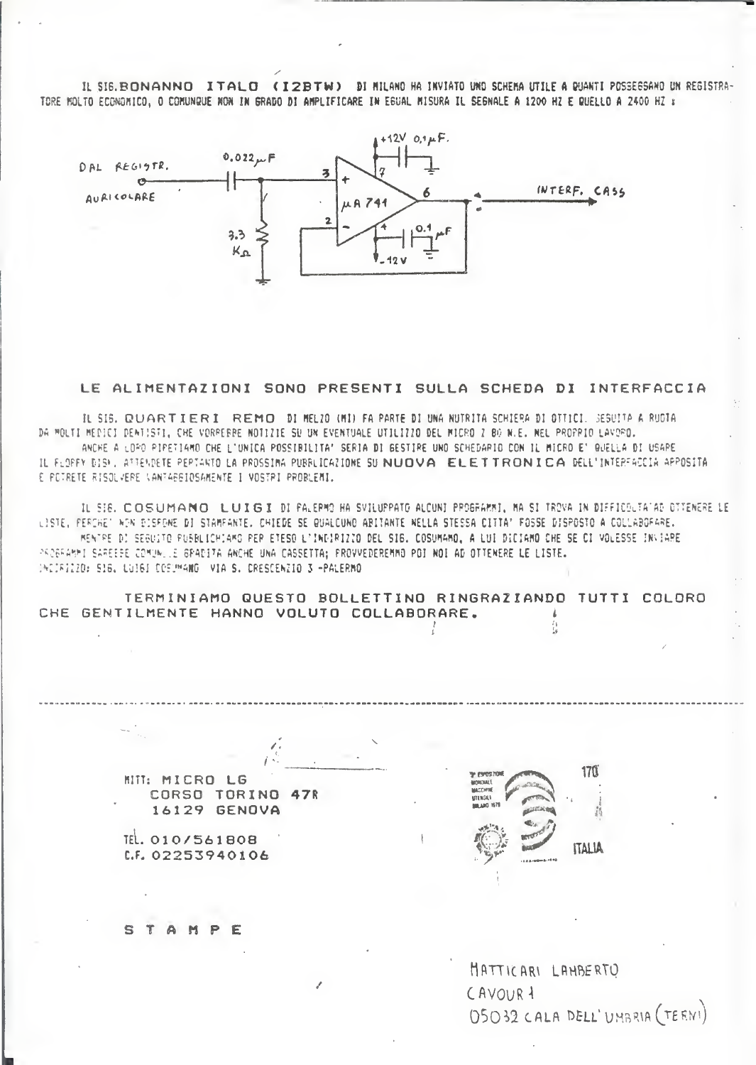IL SIG. **BONANNO ITALO (I2BTW)** DI MILANO HA INVIATO UNO SCHEMA UTILE A QUANTI POSSEGGANO UN REGISTRATORE MOLTO ECONOMICO, O COMUNQUE NON IN GRADO DI AMPLIFICARE IN EGUAL MISURA IL SEGNALE A 1200 HZ E QUELLO A 2400 HZ :

DAL REGISTR. AURICOLARE

0,022 µF

3,3 KΩ

+12V 0,1 µF

µA 741

3 + 2 − 7 4 6

0,1 µF

-12 V

INTERF. CASS

LE ALIMENTAZIONI SONO PRESENTI SULLA SCHEDA DI INTERFACCIA

IL SIG. **QUARTIERI REMO** DI MELZO (MI) FA PARTE DI UNA NUTRITA SCHIERA DI OTTICI. SEGUITA A RUOTA DA MOLTI MEDICI DENTISTI, CHE VORREBBE NOTIZIE SU UN EVENTUALE UTILIZZO DEL MICRO Z 80 N.E. NEL PROPRIO LAVORO.

ANCHE A LORO RIPETIAMO CHE L'UNICA POSSIBILITA' SERIA DI GESTIRE UNO SCHEDARIO CON IL MICRO E' QUELLA DI USARE IL FLOPPY DISK. ATTENDETE PERTANTO LA PROSSIMA PUBBLICAZIONE SU **NUOVA ELETTRONICA** DELL'INTERFACCIA APPOSITA E POTRETE RISOLVERE VANTAGGIOSAMENTE I VOSTRI PROBLEMI.

IL SIG. **COSUMANO LUIGI** DI PALERMO HA SVILUPPATO ALCUNI PROGRAMMI, MA SI TROVA IN DIFFICOLTA' AD OTTENERE LE LISTE, PERCHE' NON DISPONE DI STAMPANTE. CHIEDE SE QUALCUNO ABITANTE NELLA STESSA CITTA' FOSSE DISPOSTO A COLLABORARE.

MENTRE DI SEGUITO PUBBLICHIAMO PER ESTESO L'INDIRIZZO DEL SIG. COSUMANO, A LUI DICIAMO CHE SE CI VOLESSE INVIARE PROGRAMMI SAREBBE COMUNQUE GRADITA ANCHE UNA CASSETTA; PROVVEDEREMMO POI NOI AD OTTENERE LE LISTE.

INDIRIZZO: SIG. LUIGI COSUMANO VIA S. CRESCENZIO 3 -PALERMO

TERMINIAMO QUESTO BOLLETTINO RINGRAZIANDO TUTTI COLORO CHE GENTILMENTE HANNO VOLUTO COLLABORARE.

---

MITT: MICRO LG
CORSO TORINO 47R
16129 GENOVA

TEL. 010/561808
C.F. 02253940106

S T A M P E

MATTICARI LAMBERTO
CAVOUR 1
05032 CALA DELL'UMBRIA (TERNI)